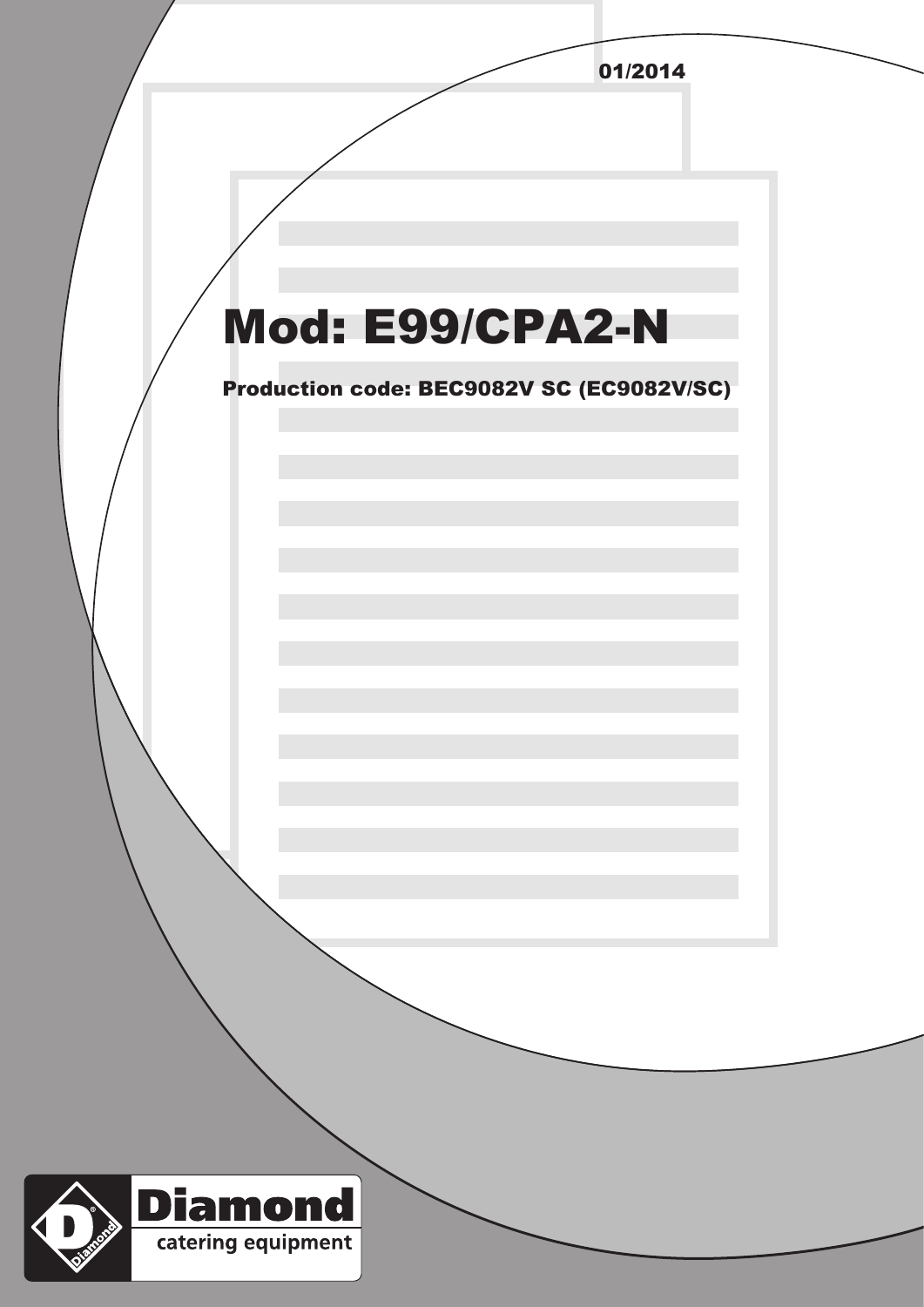01/2014

# Mod: E99/CPA2-N

**Production code: BEC9082V SC (EC9082V/SC)**

**Diamond**

catering equipment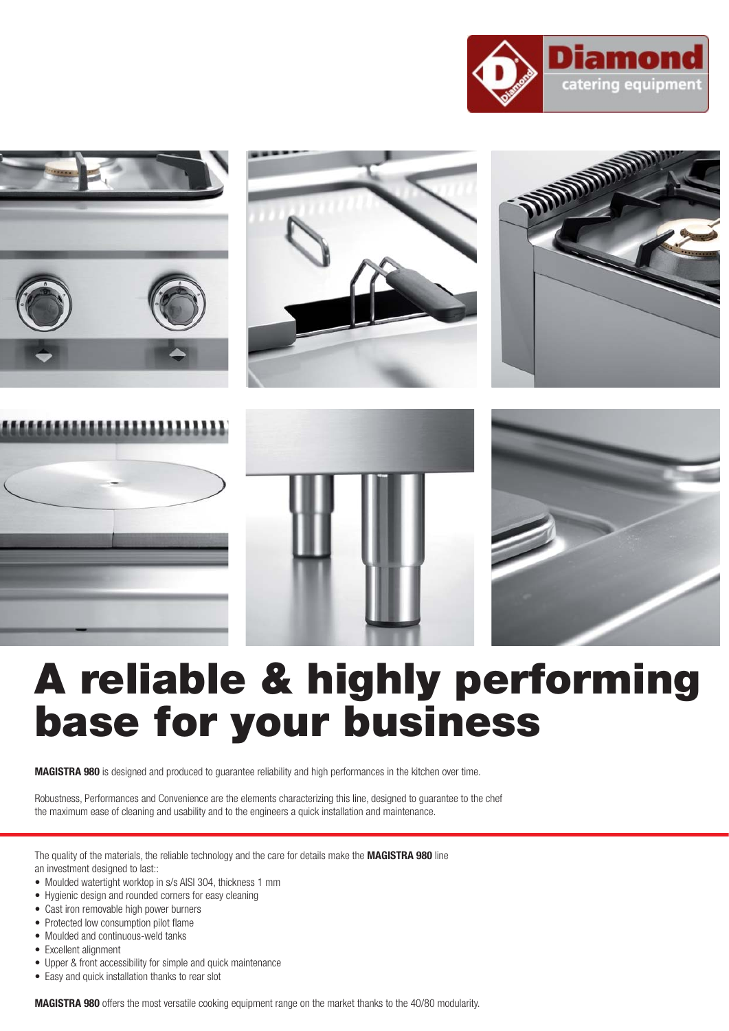# A reliable & highly performing base for your business

**MAGISTRA 980** is designed and produced to guarantee reliability and high performances in the kitchen over time.

Robustness, Performances and Convenience are the elements characterizing this line, designed to guarantee to the chef the maximum ease of cleaning and usability and to the engineers a quick installation and maintenance.

The quality of the materials, the reliable technology and the care for details make the **MAGISTRA 980** line an investment designed to last::

- Moulded watertight worktop in s/s AISI 304, thickness 1 mm
- Hygienic design and rounded corners for easy cleaning
- Cast iron removable high power burners
- Protected low consumption pilot flame
- Moulded and continuous-weld tanks
- Excellent alignment
- Upper & front accessibility for simple and quick maintenance
- Easy and quick installation thanks to rear slot

**MAGISTRA 980** offers the most versatile cooking equipment range on the market thanks to the 40/80 modularity.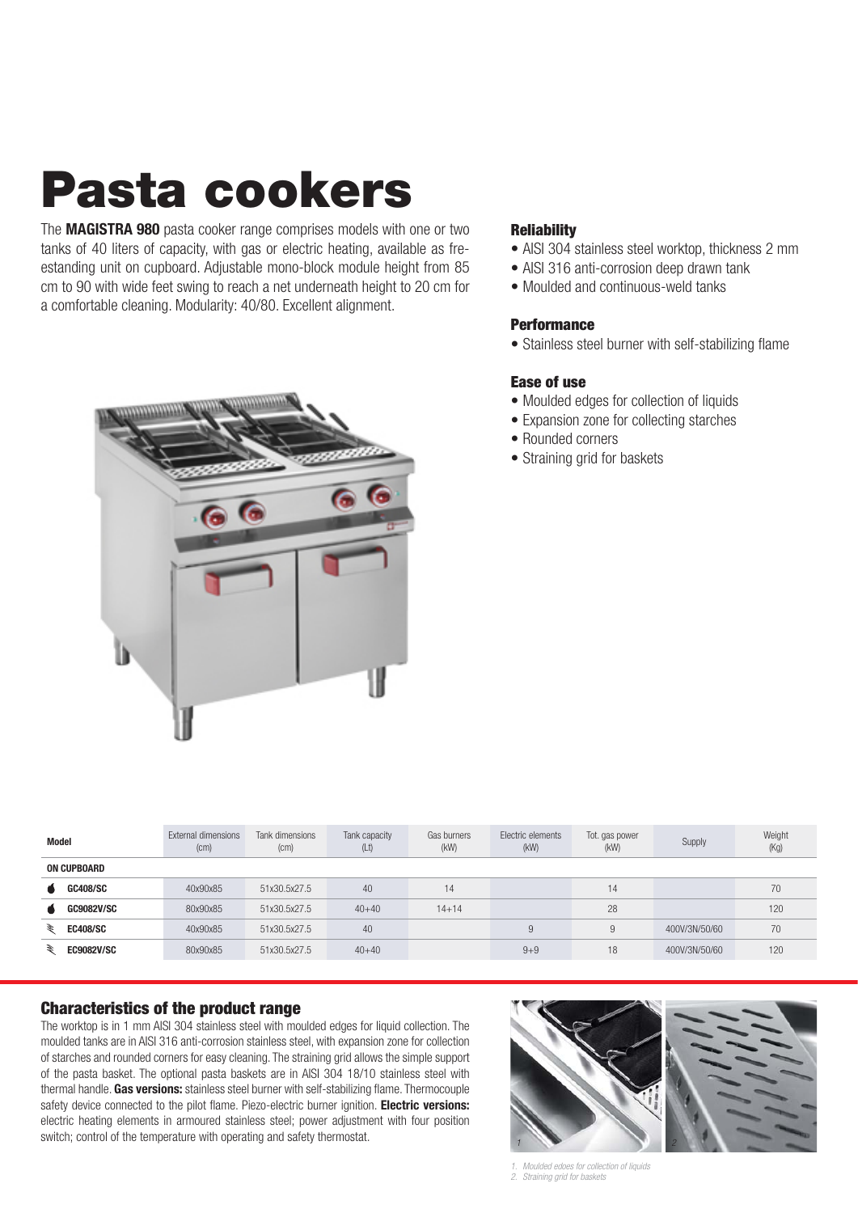# Pasta cookers

The **MAGISTRA 980** pasta cooker range comprises models with one or two tanks of 40 liters of capacity, with gas or electric heating, available as freestanding unit on cupboard. Adjustable mono-block module height from 85 cm to 90 with wide feet swing to reach a net underneath height to 20 cm for a comfortable cleaning. Modularity: 40/80. Excellent alignment.

### Reliability

- AISI 304 stainless steel worktop, thickness 2 mm
- AISI 316 anti-corrosion deep drawn tank
- Moulded and continuous-weld tanks

### Performance

- Stainless steel burner with self-stabilizing flame

### Ease of use

- Moulded edges for collection of liquids
- Expansion zone for collecting starches
- Rounded corners
- Straining grid for baskets

| Model | External dimensions (cm) | Tank dimensions (cm) | Tank capacity (Lt) | Gas burners (kW) | Electric elements (kW) | Tot. gas power (kW) | Supply | Weight (Kg) |
|---|---|---|---|---|---|---|---|---|
| **ON CUPBOARD** | | | | | | | | |
| **GC408/SC** | 40x90x85 | 51x30.5x27.5 | 40 | 14 | | 14 | | 70 |
| **GC9082V/SC** | 80x90x85 | 51x30.5x27.5 | 40+40 | 14+14 | | 28 | | 120 |
| **EC408/SC** | 40x90x85 | 51x30.5x27.5 | 40 | | 9 | 9 | 400V/3N/50/60 | 70 |
| **EC9082V/SC** | 80x90x85 | 51x30.5x27.5 | 40+40 | | 9+9 | 18 | 400V/3N/50/60 | 120 |

## Characteristics of the product range

The worktop is in 1 mm AISI 304 stainless steel with moulded edges for liquid collection. The moulded tanks are in AISI 316 anti-corrosion stainless steel, with expansion zone for collection of starches and rounded corners for easy cleaning. The straining grid allows the simple support of the pasta basket. The optional pasta baskets are in AISI 304 18/10 stainless steel with thermal handle. **Gas versions:** stainless steel burner with self-stabilizing flame. Thermocouple safety device connected to the pilot flame. Piezo-electric burner ignition. **Electric versions:** electric heating elements in armoured stainless steel; power adjustment with four position switch; control of the temperature with operating and safety thermostat.

*1. Moulded edoes for collection of liquids*
*2. Straining grid for baskets*